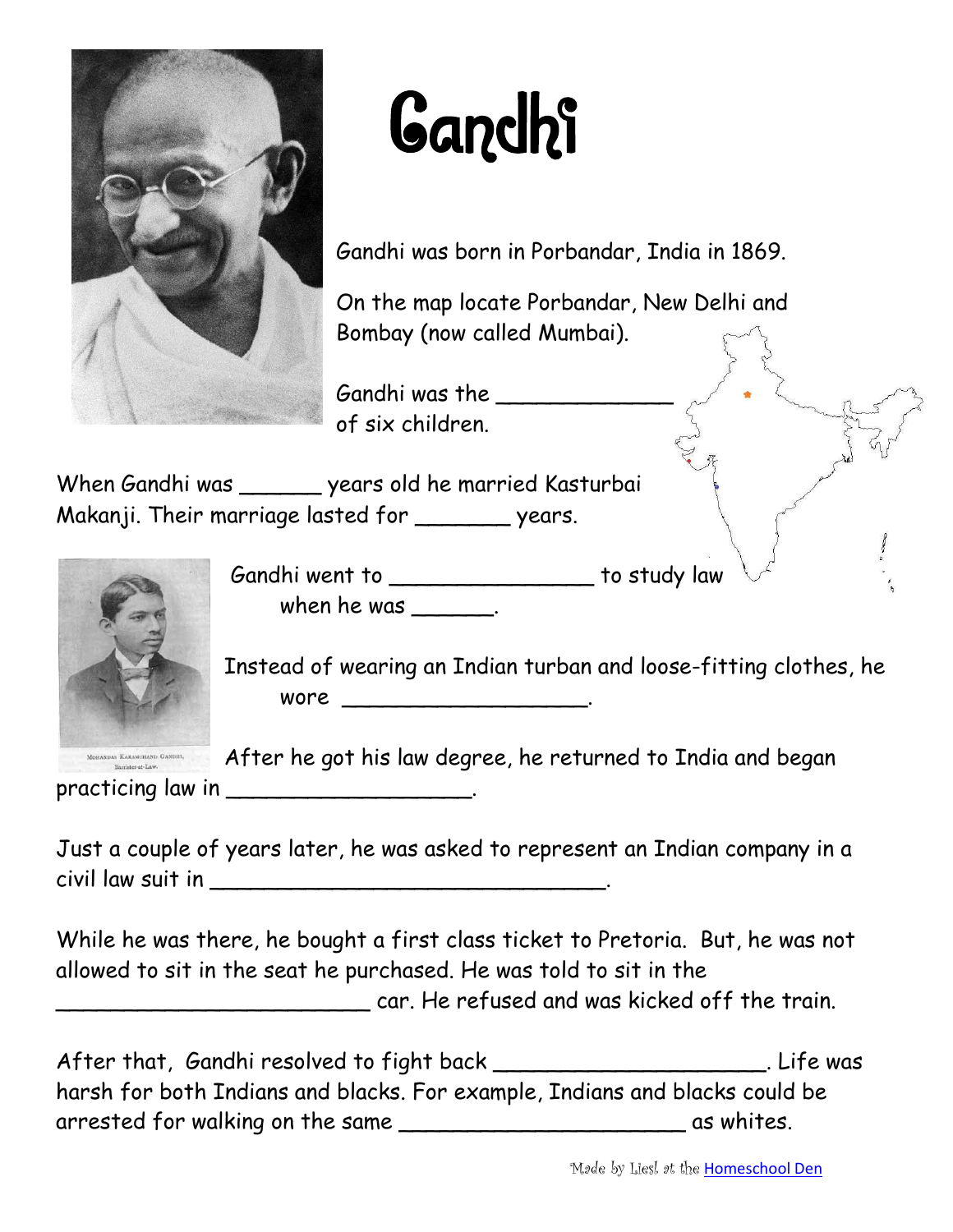# Gandhi

Gandhi was born in Porbandar, India in 1869.

On the map locate Porbandar, New Delhi and Bombay (now called Mumbai).

Gandhi was the _____________ of six children.

When Gandhi was ______ years old he married Kasturbai Makanji. Their marriage lasted for _______ years.

Gandhi went to _______________ to study law when he was ______.

Instead of wearing an Indian turban and loose-fitting clothes, he wore __________________.

Mohandas Karamchand Gandhi, Barrister-at-Law.

After he got his law degree, he returned to India and began practicing law in __________________.

Just a couple of years later, he was asked to represent an Indian company in a civil law suit in _____________________________.

While he was there, he bought a first class ticket to Pretoria. But, he was not allowed to sit in the seat he purchased. He was told to sit in the _______________________ car. He refused and was kicked off the train.

After that, Gandhi resolved to fight back ____________________. Life was harsh for both Indians and blacks. For example, Indians and blacks could be arrested for walking on the same _____________________ as whites.

Made by Liesl at the Homeschool Den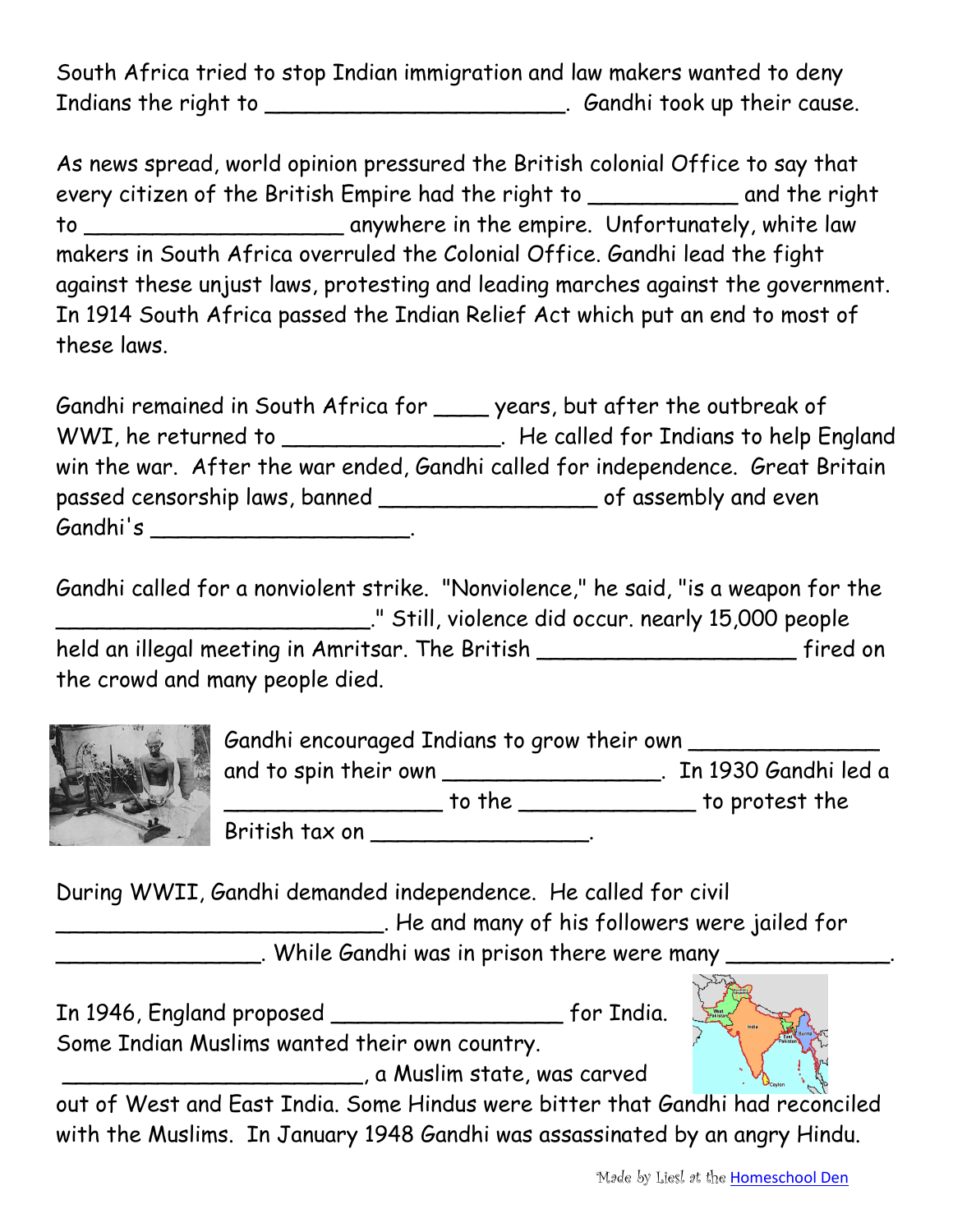South Africa tried to stop Indian immigration and law makers wanted to deny Indians the right to ______________________. Gandhi took up their cause.

As news spread, world opinion pressured the British colonial Office to say that every citizen of the British Empire had the right to ___________ and the right to ___________________ anywhere in the empire. Unfortunately, white law makers in South Africa overruled the Colonial Office. Gandhi lead the fight against these unjust laws, protesting and leading marches against the government. In 1914 South Africa passed the Indian Relief Act which put an end to most of these laws.

Gandhi remained in South Africa for ____ years, but after the outbreak of WWI, he returned to ________________. He called for Indians to help England win the war. After the war ended, Gandhi called for independence. Great Britain passed censorship laws, banned ________________ of assembly and even Gandhi's ___________________.

Gandhi called for a nonviolent strike. "Nonviolence," he said, "is a weapon for the _______________________." Still, violence did occur. nearly 15,000 people held an illegal meeting in Amritsar. The British ___________________ fired on the crowd and many people died.

Gandhi encouraged Indians to grow their own ______________ and to spin their own ________________. In 1930 Gandhi led a ________________ to the _____________ to protest the British tax on ________________.

During WWII, Gandhi demanded independence. He called for civil ________________________. He and many of his followers were jailed for ________________. While Gandhi was in prison there were many ____________.

In 1946, England proposed _________________ for India. Some Indian Muslims wanted their own country. _______________________, a Muslim state, was carved out of West and East India. Some Hindus were bitter that Gandhi had reconciled with the Muslims. In January 1948 Gandhi was assassinated by an angry Hindu.

Made by Liesl at the Homeschool Den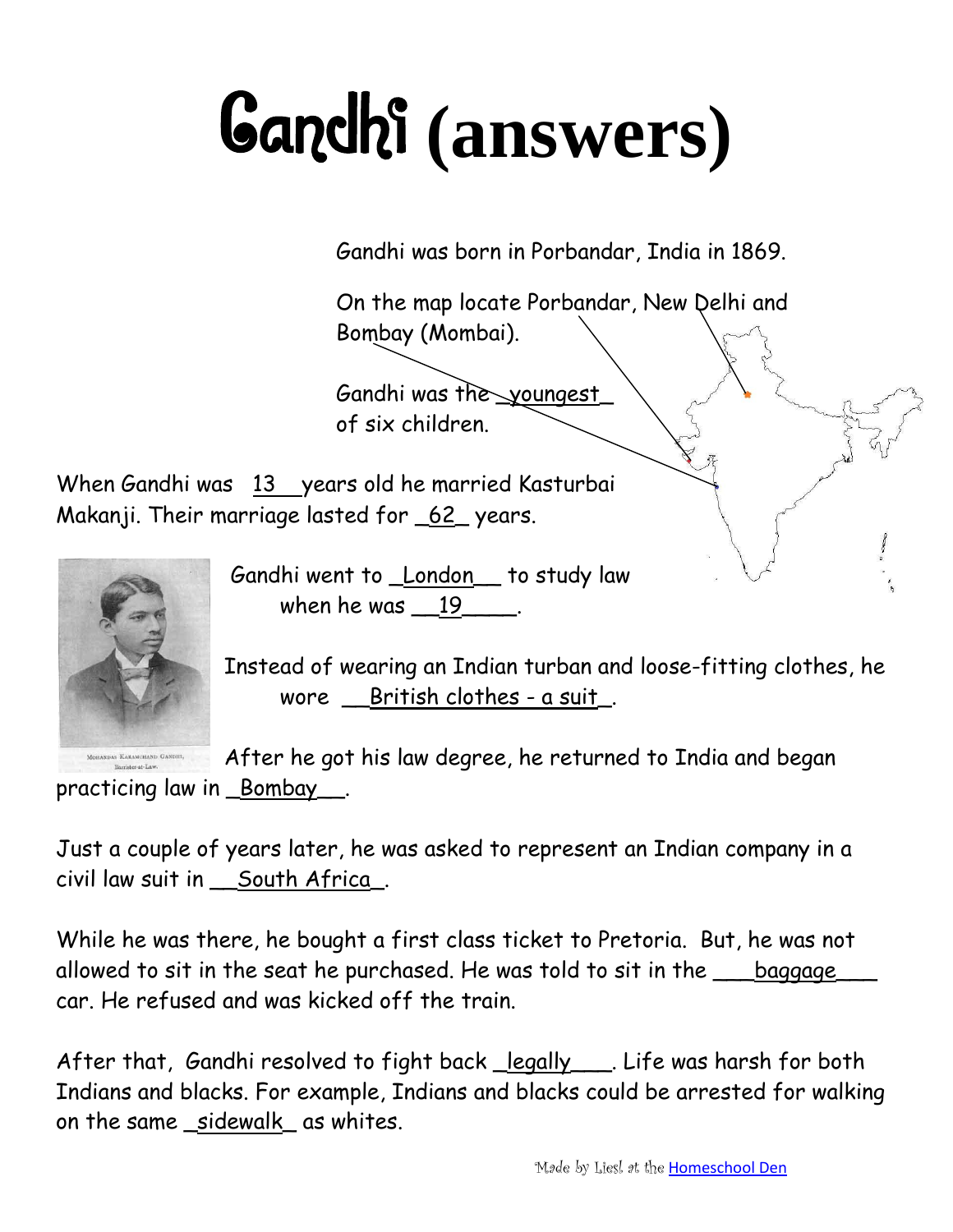# Gandhi (answers)

Gandhi was born in Porbandar, India in 1869.

On the map locate Porbandar, New Delhi and Bombay (Mombai).

Gandhi was the _youngest_ of six children.

When Gandhi was 13 years old he married Kasturbai Makanji. Their marriage lasted for _62_ years.

Gandhi went to _London__ to study law when he was __19____.

Instead of wearing an Indian turban and loose-fitting clothes, he wore __British clothes - a suit_.

MOHANDAS KARAMCHAND GANDHI, Barrister-at-Law.

After he got his law degree, he returned to India and began practicing law in _Bombay__.

Just a couple of years later, he was asked to represent an Indian company in a civil law suit in __South Africa_.

While he was there, he bought a first class ticket to Pretoria. But, he was not allowed to sit in the seat he purchased. He was told to sit in the ___baggage___ car. He refused and was kicked off the train.

After that, Gandhi resolved to fight back _legally___. Life was harsh for both Indians and blacks. For example, Indians and blacks could be arrested for walking on the same _sidewalk_ as whites.

Made by Liesl at the Homeschool Den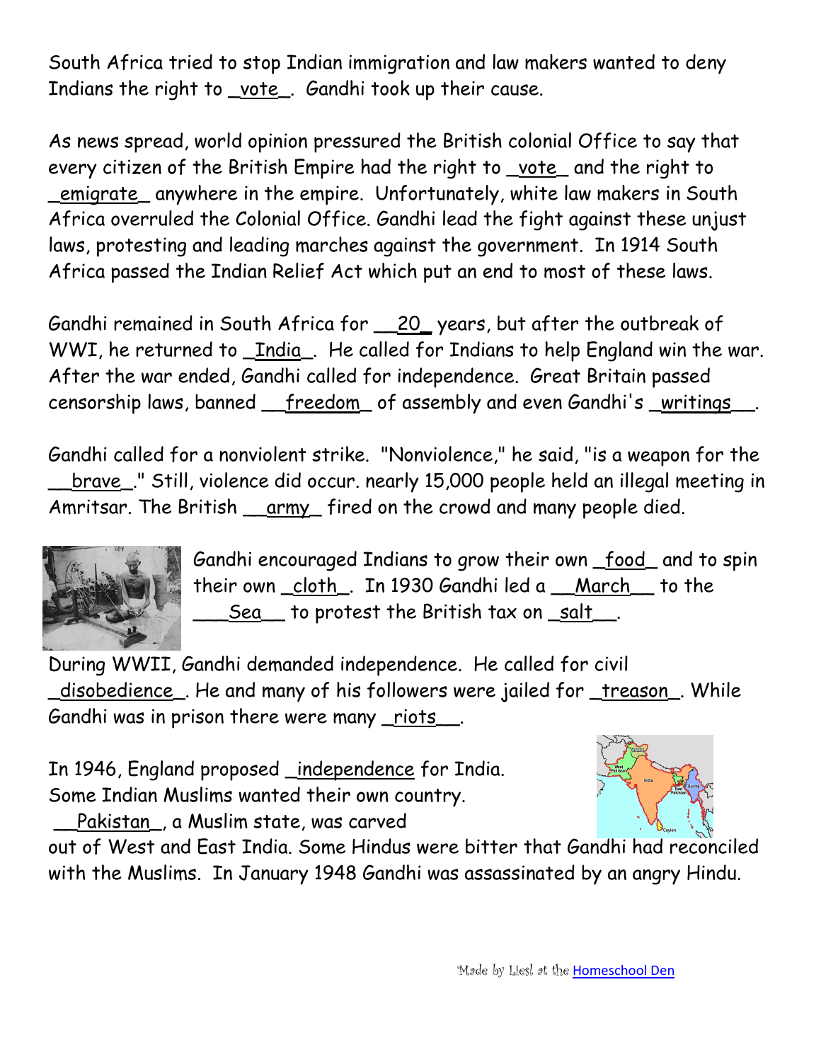South Africa tried to stop Indian immigration and law makers wanted to deny Indians the right to _vote_. Gandhi took up their cause.

As news spread, world opinion pressured the British colonial Office to say that every citizen of the British Empire had the right to _vote_ and the right to _emigrate_ anywhere in the empire. Unfortunately, white law makers in South Africa overruled the Colonial Office. Gandhi lead the fight against these unjust laws, protesting and leading marches against the government. In 1914 South Africa passed the Indian Relief Act which put an end to most of these laws.

Gandhi remained in South Africa for __20_ years, but after the outbreak of WWI, he returned to _India_. He called for Indians to help England win the war. After the war ended, Gandhi called for independence. Great Britain passed censorship laws, banned __freedom_ of assembly and even Gandhi's _writings__.

Gandhi called for a nonviolent strike. "Nonviolence," he said, "is a weapon for the __brave_." Still, violence did occur. nearly 15,000 people held an illegal meeting in Amritsar. The British __army_ fired on the crowd and many people died.

Gandhi encouraged Indians to grow their own _food_ and to spin their own _cloth_. In 1930 Gandhi led a __March__ to the ___Sea__ to protest the British tax on _salt__.

During WWII, Gandhi demanded independence. He called for civil _disobedience_. He and many of his followers were jailed for _treason_. While Gandhi was in prison there were many _riots__.

In 1946, England proposed _independence for India. Some Indian Muslims wanted their own country. __Pakistan_, a Muslim state, was carved out of West and East India. Some Hindus were bitter that Gandhi had reconciled with the Muslims. In January 1948 Gandhi was assassinated by an angry Hindu.

Made by Liesl at the Homeschool Den